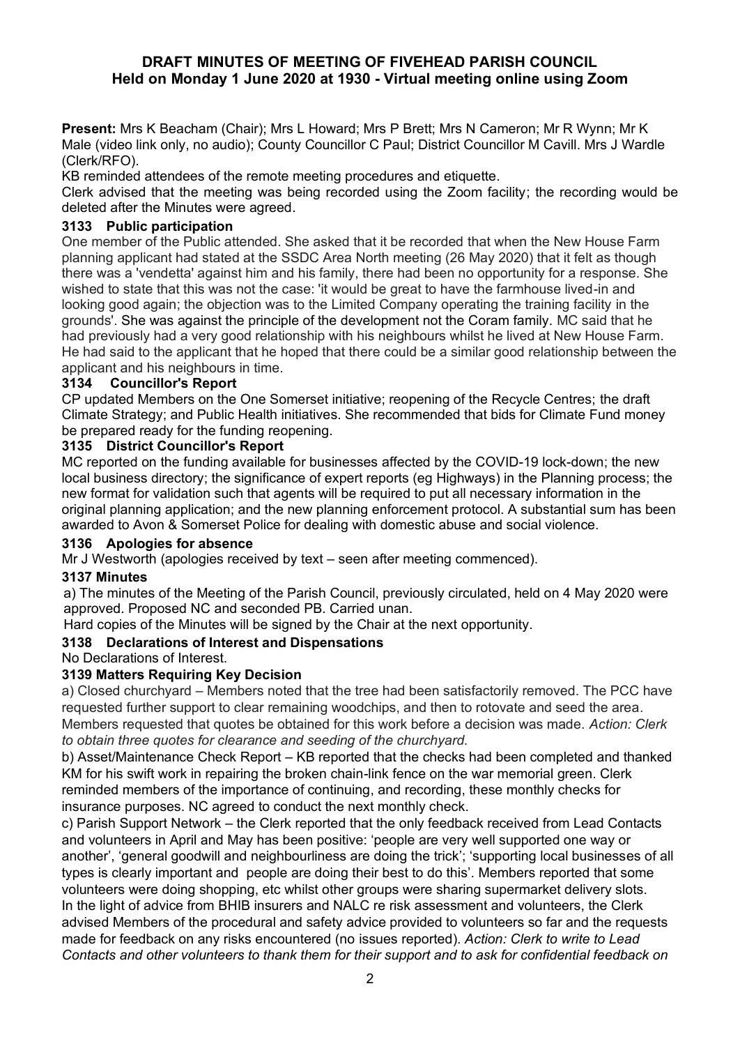# DRAFT MINUTES OF MEETING OF FIVEHEAD PARISH COUNCIL
## Held on Monday 1 June 2020 at 1930 - Virtual meeting online using Zoom

**Present:** Mrs K Beacham (Chair); Mrs L Howard; Mrs P Brett; Mrs N Cameron; Mr R Wynn; Mr K Male (video link only, no audio); County Councillor C Paul; District Councillor M Cavill. Mrs J Wardle (Clerk/RFO).

KB reminded attendees of the remote meeting procedures and etiquette.

Clerk advised that the meeting was being recorded using the Zoom facility; the recording would be deleted after the Minutes were agreed.

### 3133 Public participation

One member of the Public attended. She asked that it be recorded that when the New House Farm planning applicant had stated at the SSDC Area North meeting (26 May 2020) that it felt as though there was a 'vendetta' against him and his family, there had been no opportunity for a response. She wished to state that this was not the case: 'it would be great to have the farmhouse lived-in and looking good again; the objection was to the Limited Company operating the training facility in the grounds'. She was against the principle of the development not the Coram family. MC said that he had previously had a very good relationship with his neighbours whilst he lived at New House Farm. He had said to the applicant that he hoped that there could be a similar good relationship between the applicant and his neighbours in time.

### 3134 Councillor's Report

CP updated Members on the One Somerset initiative; reopening of the Recycle Centres; the draft Climate Strategy; and Public Health initiatives. She recommended that bids for Climate Fund money be prepared ready for the funding reopening.

### 3135 District Councillor's Report

MC reported on the funding available for businesses affected by the COVID-19 lock-down; the new local business directory; the significance of expert reports (eg Highways) in the Planning process; the new format for validation such that agents will be required to put all necessary information in the original planning application; and the new planning enforcement protocol. A substantial sum has been awarded to Avon & Somerset Police for dealing with domestic abuse and social violence.

### 3136 Apologies for absence

Mr J Westworth (apologies received by text – seen after meeting commenced).

### 3137 Minutes

a) The minutes of the Meeting of the Parish Council, previously circulated, held on 4 May 2020 were approved. Proposed NC and seconded PB. Carried unan.

Hard copies of the Minutes will be signed by the Chair at the next opportunity.

### 3138 Declarations of Interest and Dispensations

No Declarations of Interest.

### 3139 Matters Requiring Key Decision

a) Closed churchyard – Members noted that the tree had been satisfactorily removed. The PCC have requested further support to clear remaining woodchips, and then to rotovate and seed the area. Members requested that quotes be obtained for this work before a decision was made. *Action: Clerk to obtain three quotes for clearance and seeding of the churchyard.*

b) Asset/Maintenance Check Report – KB reported that the checks had been completed and thanked KM for his swift work in repairing the broken chain-link fence on the war memorial green. Clerk reminded members of the importance of continuing, and recording, these monthly checks for insurance purposes. NC agreed to conduct the next monthly check.

c) Parish Support Network – the Clerk reported that the only feedback received from Lead Contacts and volunteers in April and May has been positive: 'people are very well supported one way or another', 'general goodwill and neighbourliness are doing the trick'; 'supporting local businesses of all types is clearly important and people are doing their best to do this'. Members reported that some volunteers were doing shopping, etc whilst other groups were sharing supermarket delivery slots. In the light of advice from BHIB insurers and NALC re risk assessment and volunteers, the Clerk advised Members of the procedural and safety advice provided to volunteers so far and the requests made for feedback on any risks encountered (no issues reported). *Action: Clerk to write to Lead Contacts and other volunteers to thank them for their support and to ask for confidential feedback on*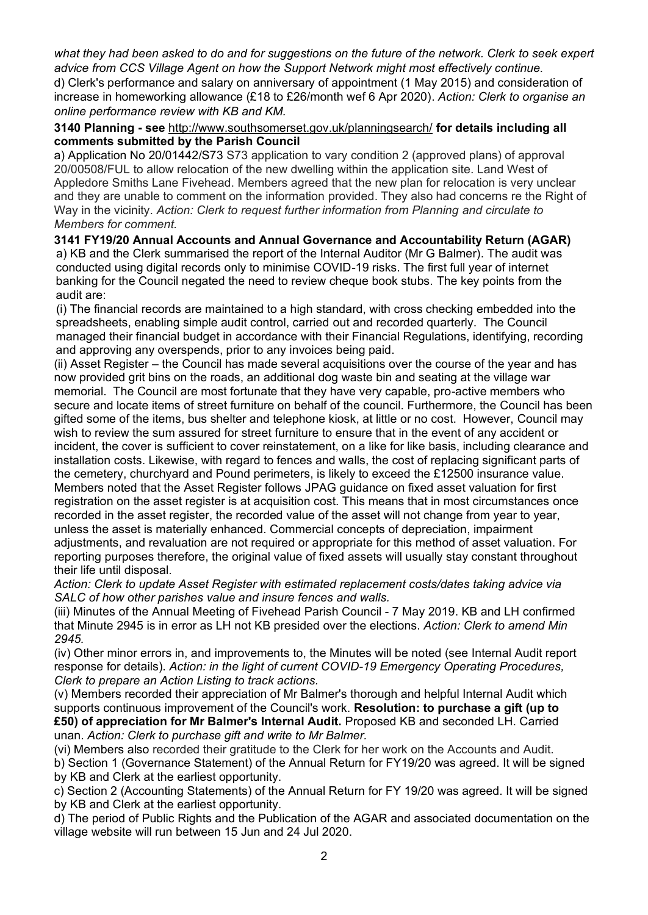*what they had been asked to do and for suggestions on the future of the network. Clerk to seek expert advice from CCS Village Agent on how the Support Network might most effectively continue.*

d) Clerk's performance and salary on anniversary of appointment (1 May 2015) and consideration of increase in homeworking allowance (£18 to £26/month wef 6 Apr 2020). *Action: Clerk to organise an online performance review with KB and KM.*

**3140 Planning - see** http://www.southsomerset.gov.uk/planningsearch/ **for details including all comments submitted by the Parish Council**

a) Application No 20/01442/S73 S73 application to vary condition 2 (approved plans) of approval 20/00508/FUL to allow relocation of the new dwelling within the application site. Land West of Appledore Smiths Lane Fivehead. Members agreed that the new plan for relocation is very unclear and they are unable to comment on the information provided. They also had concerns re the Right of Way in the vicinity. *Action: Clerk to request further information from Planning and circulate to Members for comment.*

**3141 FY19/20 Annual Accounts and Annual Governance and Accountability Return (AGAR)**

a) KB and the Clerk summarised the report of the Internal Auditor (Mr G Balmer). The audit was conducted using digital records only to minimise COVID-19 risks. The first full year of internet banking for the Council negated the need to review cheque book stubs. The key points from the audit are:

(i) The financial records are maintained to a high standard, with cross checking embedded into the spreadsheets, enabling simple audit control, carried out and recorded quarterly. The Council managed their financial budget in accordance with their Financial Regulations, identifying, recording and approving any overspends, prior to any invoices being paid.

(ii) Asset Register – the Council has made several acquisitions over the course of the year and has now provided grit bins on the roads, an additional dog waste bin and seating at the village war memorial. The Council are most fortunate that they have very capable, pro-active members who secure and locate items of street furniture on behalf of the council. Furthermore, the Council has been gifted some of the items, bus shelter and telephone kiosk, at little or no cost. However, Council may wish to review the sum assured for street furniture to ensure that in the event of any accident or incident, the cover is sufficient to cover reinstatement, on a like for like basis, including clearance and installation costs. Likewise, with regard to fences and walls, the cost of replacing significant parts of the cemetery, churchyard and Pound perimeters, is likely to exceed the £12500 insurance value. Members noted that the Asset Register follows JPAG guidance on fixed asset valuation for first registration on the asset register is at acquisition cost. This means that in most circumstances once recorded in the asset register, the recorded value of the asset will not change from year to year, unless the asset is materially enhanced. Commercial concepts of depreciation, impairment adjustments, and revaluation are not required or appropriate for this method of asset valuation. For reporting purposes therefore, the original value of fixed assets will usually stay constant throughout their life until disposal.

*Action: Clerk to update Asset Register with estimated replacement costs/dates taking advice via SALC of how other parishes value and insure fences and walls.*

(iii) Minutes of the Annual Meeting of Fivehead Parish Council - 7 May 2019. KB and LH confirmed that Minute 2945 is in error as LH not KB presided over the elections. *Action: Clerk to amend Min 2945.*

(iv) Other minor errors in, and improvements to, the Minutes will be noted (see Internal Audit report response for details). *Action: in the light of current COVID-19 Emergency Operating Procedures, Clerk to prepare an Action Listing to track actions.*

(v) Members recorded their appreciation of Mr Balmer's thorough and helpful Internal Audit which supports continuous improvement of the Council's work. **Resolution: to purchase a gift (up to £50) of appreciation for Mr Balmer's Internal Audit.** Proposed KB and seconded LH. Carried unan. *Action: Clerk to purchase gift and write to Mr Balmer.*

(vi) Members also recorded their gratitude to the Clerk for her work on the Accounts and Audit.

b) Section 1 (Governance Statement) of the Annual Return for FY19/20 was agreed. It will be signed by KB and Clerk at the earliest opportunity.

c) Section 2 (Accounting Statements) of the Annual Return for FY 19/20 was agreed. It will be signed by KB and Clerk at the earliest opportunity.

d) The period of Public Rights and the Publication of the AGAR and associated documentation on the village website will run between 15 Jun and 24 Jul 2020.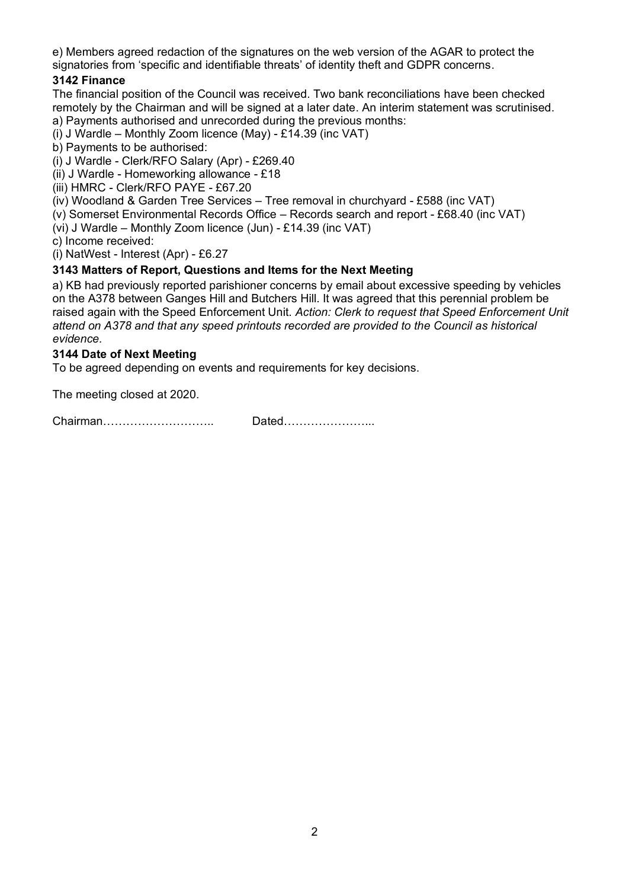e) Members agreed redaction of the signatures on the web version of the AGAR to protect the signatories from 'specific and identifiable threats' of identity theft and GDPR concerns.

**3142 Finance**

The financial position of the Council was received. Two bank reconciliations have been checked remotely by the Chairman and will be signed at a later date. An interim statement was scrutinised.

a) Payments authorised and unrecorded during the previous months:

(i) J Wardle – Monthly Zoom licence (May) - £14.39 (inc VAT)

b) Payments to be authorised:

(i) J Wardle - Clerk/RFO Salary (Apr) - £269.40

(ii) J Wardle - Homeworking allowance - £18

(iii) HMRC - Clerk/RFO PAYE - £67.20

(iv) Woodland & Garden Tree Services – Tree removal in churchyard - £588 (inc VAT)

(v) Somerset Environmental Records Office – Records search and report - £68.40 (inc VAT)

(vi) J Wardle – Monthly Zoom licence (Jun) - £14.39 (inc VAT)

c) Income received:

(i) NatWest - Interest (Apr) - £6.27

**3143 Matters of Report, Questions and Items for the Next Meeting**

a) KB had previously reported parishioner concerns by email about excessive speeding by vehicles on the A378 between Ganges Hill and Butchers Hill. It was agreed that this perennial problem be raised again with the Speed Enforcement Unit. *Action: Clerk to request that Speed Enforcement Unit attend on A378 and that any speed printouts recorded are provided to the Council as historical evidence.*

**3144 Date of Next Meeting**

To be agreed depending on events and requirements for key decisions.

The meeting closed at 2020.

Chairman……………………….. Dated…………………...